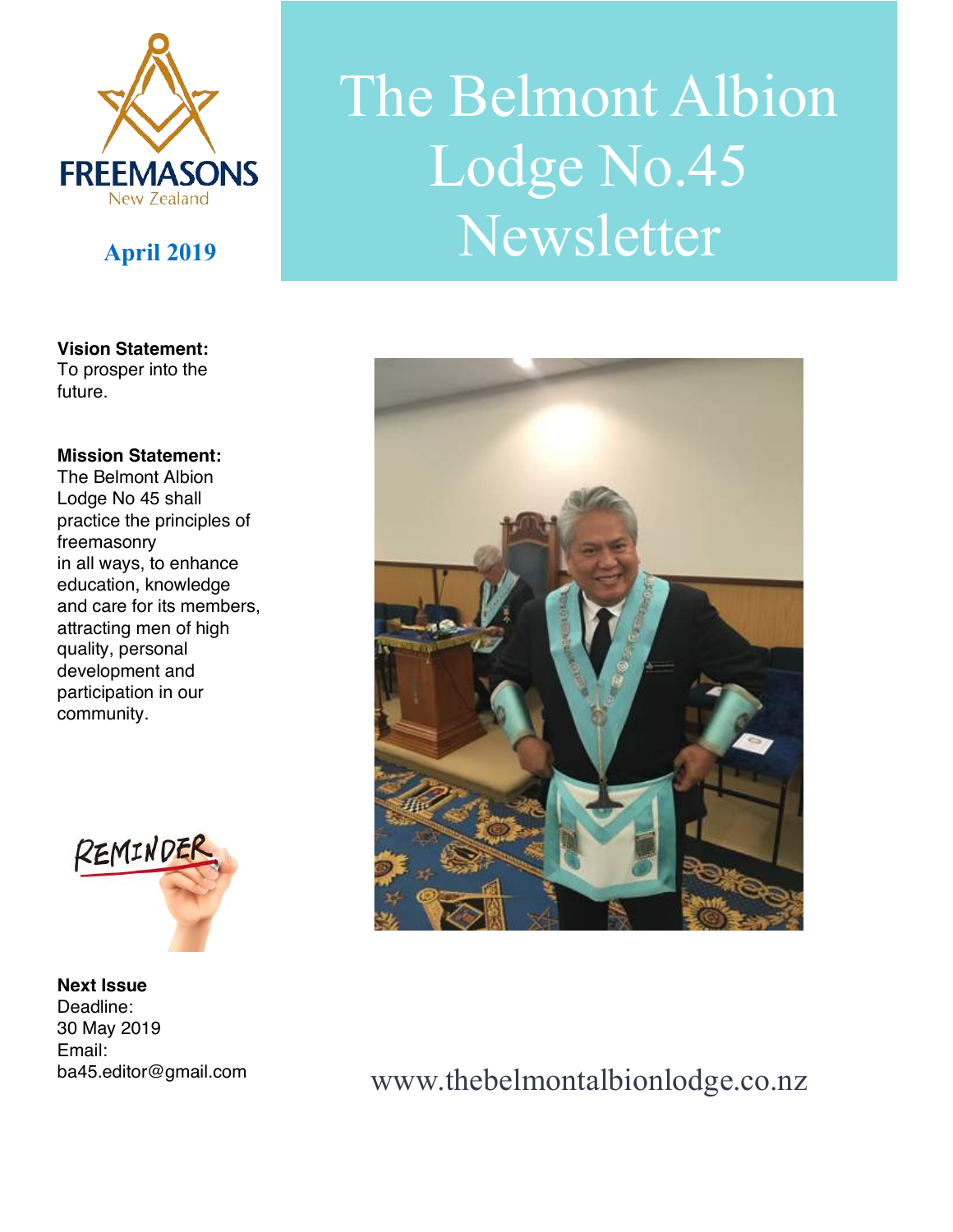FREEMASONS
New Zealand

**April 2019**

# The Belmont Albion Lodge No.45 Newsletter

**Vision Statement:**
To prosper into the future.

**Mission Statement:**
The Belmont Albion Lodge No 45 shall practice the principles of freemasonry in all ways, to enhance education, knowledge and care for its members, attracting men of high quality, personal development and participation in our community.

REMINDER

**Next Issue**
Deadline:
30 May 2019
Email:
ba45.editor@gmail.com

www.thebelmontalbionlodge.co.nz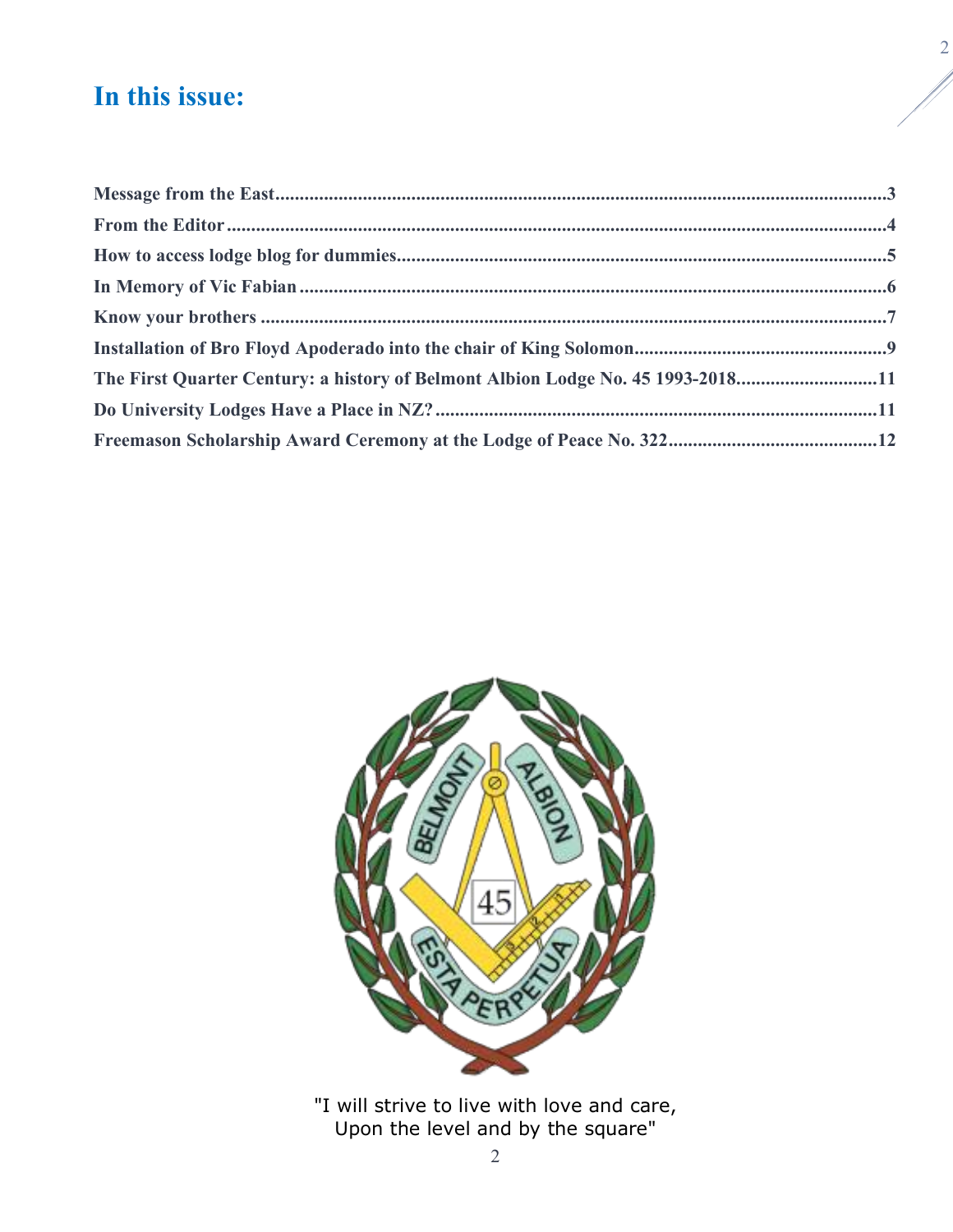## In this issue:

- Message from the East ... 3
- From the Editor ... 4
- How to access lodge blog for dummies ... 5
- In Memory of Vic Fabian ... 6
- Know your brothers ... 7
- Installation of Bro Floyd Apoderado into the chair of King Solomon ... 9
- The First Quarter Century: a history of Belmont Albion Lodge No. 45 1993-2018 ... 11
- Do University Lodges Have a Place in NZ? ... 11
- Freemason Scholarship Award Ceremony at the Lodge of Peace No. 322 ... 12

"I will strive to live with love and care,
Upon the level and by the square"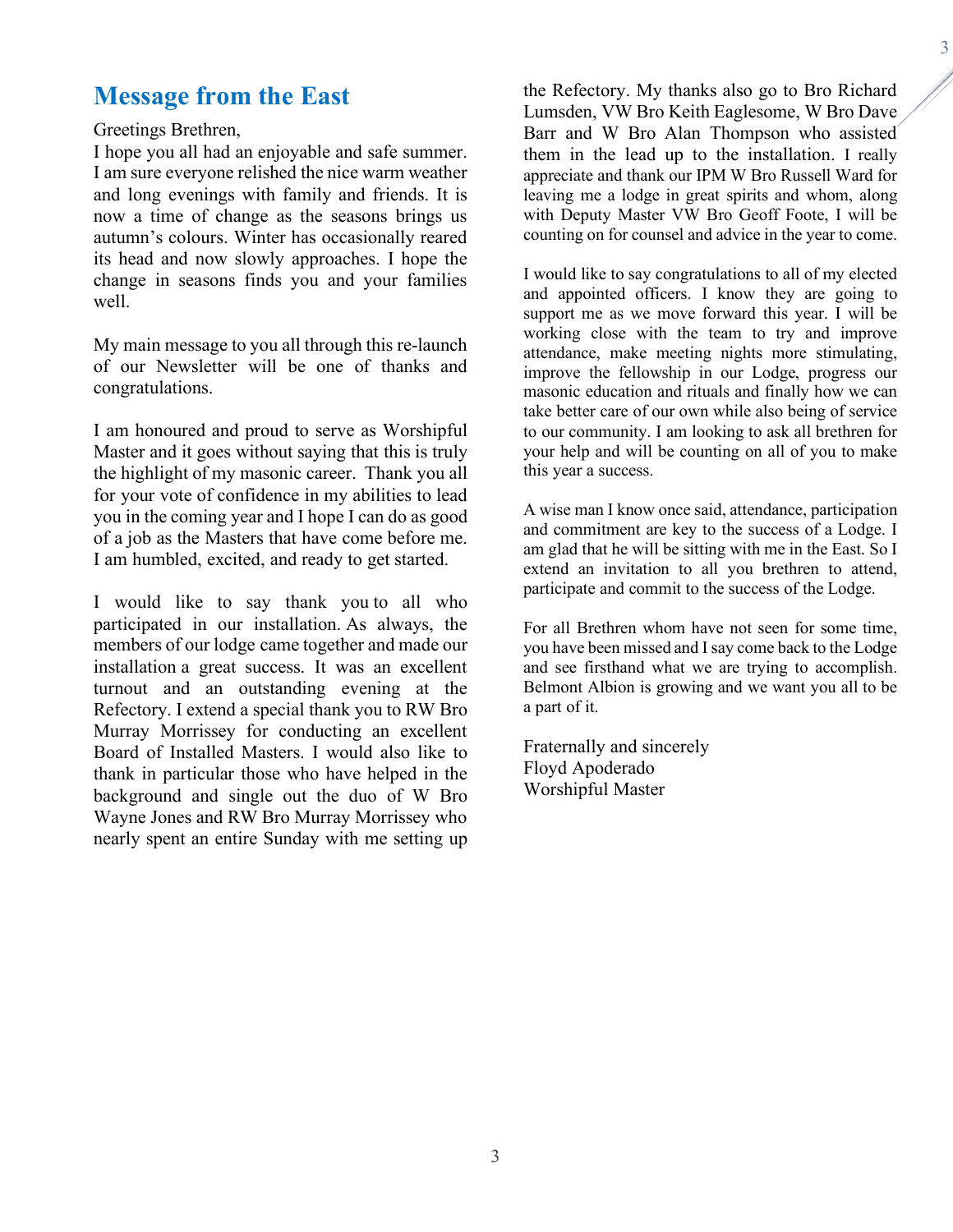## Message from the East

Greetings Brethren,

I hope you all had an enjoyable and safe summer. I am sure everyone relished the nice warm weather and long evenings with family and friends. It is now a time of change as the seasons brings us autumn's colours. Winter has occasionally reared its head and now slowly approaches. I hope the change in seasons finds you and your families well.

My main message to you all through this re-launch of our Newsletter will be one of thanks and congratulations.

I am honoured and proud to serve as Worshipful Master and it goes without saying that this is truly the highlight of my masonic career. Thank you all for your vote of confidence in my abilities to lead you in the coming year and I hope I can do as good of a job as the Masters that have come before me. I am humbled, excited, and ready to get started.

I would like to say thank you to all who participated in our installation. As always, the members of our lodge came together and made our installation a great success. It was an excellent turnout and an outstanding evening at the Refectory. I extend a special thank you to RW Bro Murray Morrissey for conducting an excellent Board of Installed Masters. I would also like to thank in particular those who have helped in the background and single out the duo of W Bro Wayne Jones and RW Bro Murray Morrissey who nearly spent an entire Sunday with me setting up the Refectory. My thanks also go to Bro Richard Lumsden, VW Bro Keith Eaglesome, W Bro Dave Barr and W Bro Alan Thompson who assisted them in the lead up to the installation. I really appreciate and thank our IPM W Bro Russell Ward for leaving me a lodge in great spirits and whom, along with Deputy Master VW Bro Geoff Foote, I will be counting on for counsel and advice in the year to come.

I would like to say congratulations to all of my elected and appointed officers. I know they are going to support me as we move forward this year. I will be working close with the team to try and improve attendance, make meeting nights more stimulating, improve the fellowship in our Lodge, progress our masonic education and rituals and finally how we can take better care of our own while also being of service to our community. I am looking to ask all brethren for your help and will be counting on all of you to make this year a success.

A wise man I know once said, attendance, participation and commitment are key to the success of a Lodge. I am glad that he will be sitting with me in the East. So I extend an invitation to all you brethren to attend, participate and commit to the success of the Lodge.

For all Brethren whom have not seen for some time, you have been missed and I say come back to the Lodge and see firsthand what we are trying to accomplish. Belmont Albion is growing and we want you all to be a part of it.

Fraternally and sincerely
Floyd Apoderado
Worshipful Master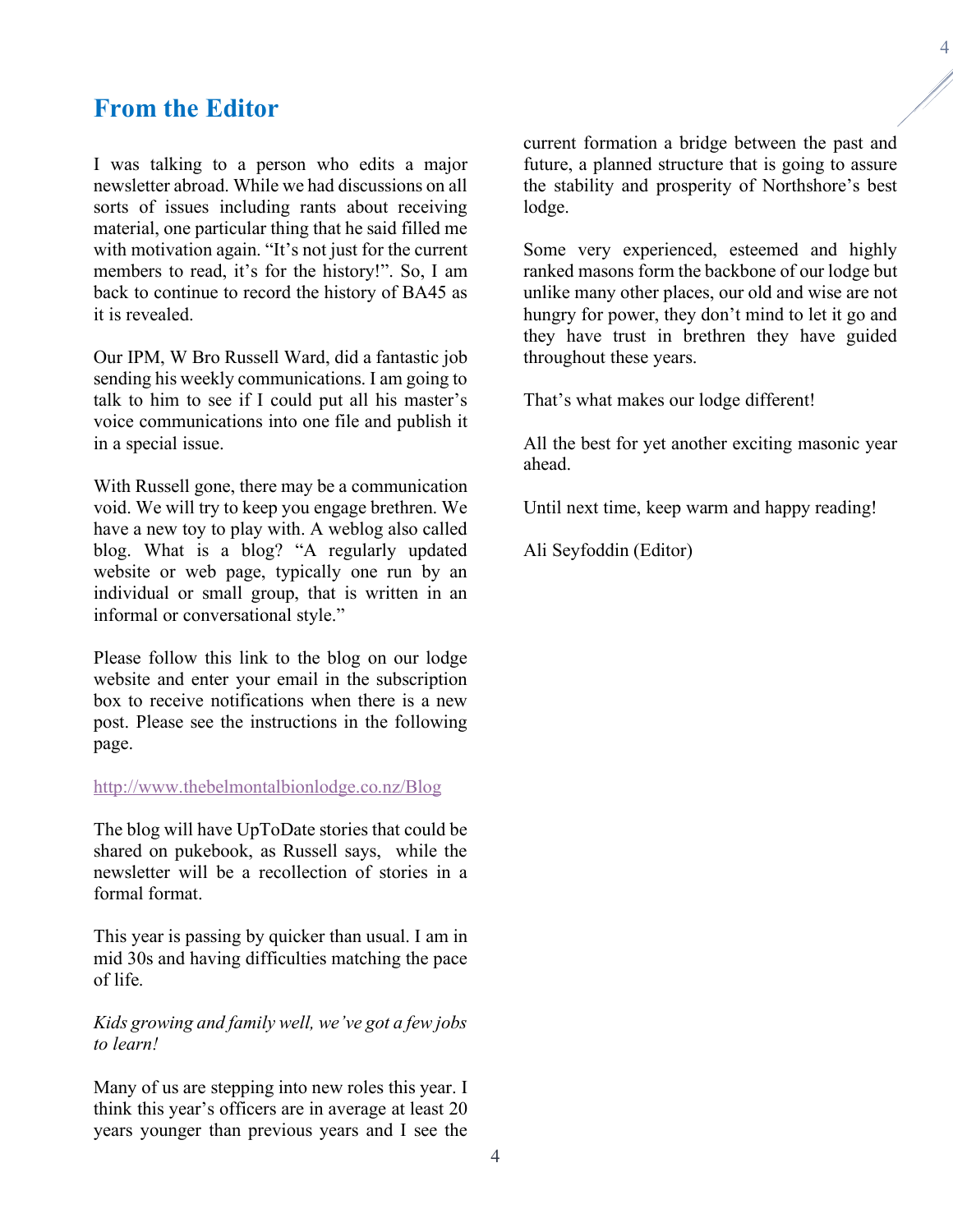# From the Editor

I was talking to a person who edits a major newsletter abroad. While we had discussions on all sorts of issues including rants about receiving material, one particular thing that he said filled me with motivation again. "It's not just for the current members to read, it's for the history!". So, I am back to continue to record the history of BA45 as it is revealed.

Our IPM, W Bro Russell Ward, did a fantastic job sending his weekly communications. I am going to talk to him to see if I could put all his master's voice communications into one file and publish it in a special issue.

With Russell gone, there may be a communication void. We will try to keep you engage brethren. We have a new toy to play with. A weblog also called blog. What is a blog? "A regularly updated website or web page, typically one run by an individual or small group, that is written in an informal or conversational style."

Please follow this link to the blog on our lodge website and enter your email in the subscription box to receive notifications when there is a new post. Please see the instructions in the following page.

http://www.thebelmontalbionlodge.co.nz/Blog

The blog will have UpToDate stories that could be shared on pukebook, as Russell says, while the newsletter will be a recollection of stories in a formal format.

This year is passing by quicker than usual. I am in mid 30s and having difficulties matching the pace of life.

*Kids growing and family well, we've got a few jobs to learn!*

Many of us are stepping into new roles this year. I think this year's officers are in average at least 20 years younger than previous years and I see the current formation a bridge between the past and future, a planned structure that is going to assure the stability and prosperity of Northshore's best lodge.

Some very experienced, esteemed and highly ranked masons form the backbone of our lodge but unlike many other places, our old and wise are not hungry for power, they don't mind to let it go and they have trust in brethren they have guided throughout these years.

That's what makes our lodge different!

All the best for yet another exciting masonic year ahead.

Until next time, keep warm and happy reading!

Ali Seyfoddin (Editor)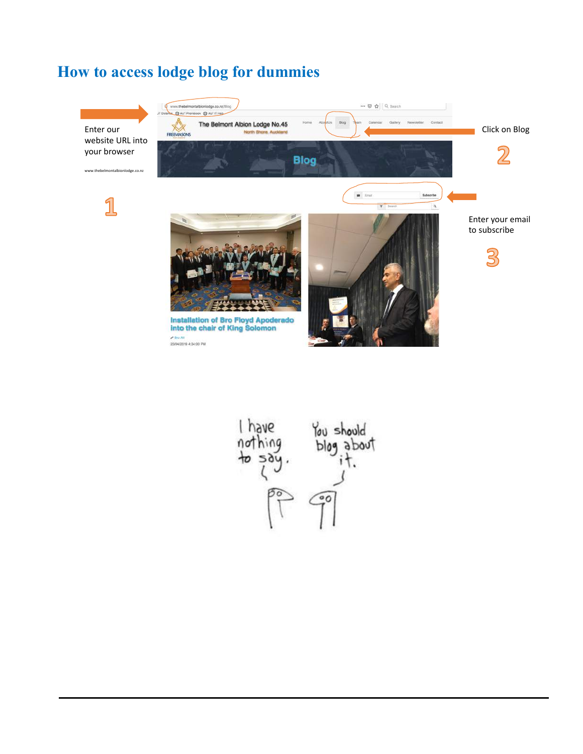# How to access lodge blog for dummies

Enter our website URL into your browser

www.thebelmontalbionlodge.co.nz

1

Click on Blog

2

Enter your email to subscribe

3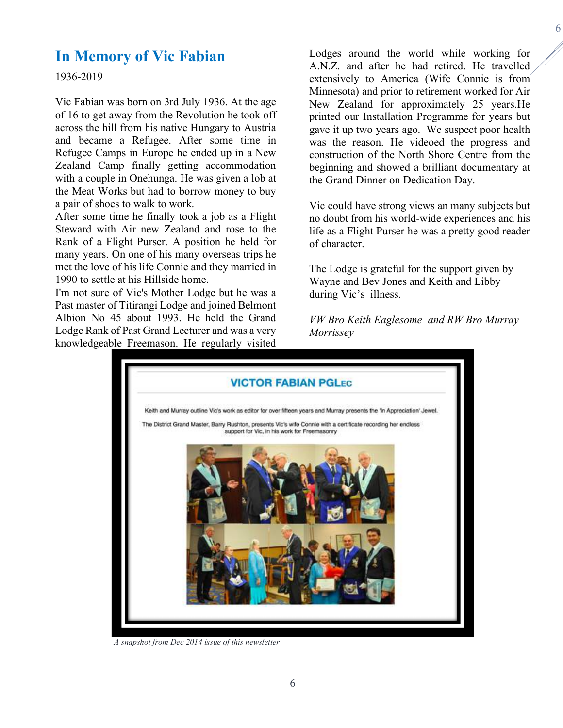# In Memory of Vic Fabian

1936-2019

Vic Fabian was born on 3rd July 1936. At the age of 16 to get away from the Revolution he took off across the hill from his native Hungary to Austria and became a Refugee. After some time in Refugee Camps in Europe he ended up in a New Zealand Camp finally getting accommodation with a couple in Onehunga. He was given a lob at the Meat Works but had to borrow money to buy a pair of shoes to walk to work.

After some time he finally took a job as a Flight Steward with Air new Zealand and rose to the Rank of a Flight Purser. A position he held for many years. On one of his many overseas trips he met the love of his life Connie and they married in 1990 to settle at his Hillside home.

I'm not sure of Vic's Mother Lodge but he was a Past master of Titirangi Lodge and joined Belmont Albion No 45 about 1993. He held the Grand Lodge Rank of Past Grand Lecturer and was a very knowledgeable Freemason. He regularly visited Lodges around the world while working for A.N.Z. and after he had retired. He travelled extensively to America (Wife Connie is from Minnesota) and prior to retirement worked for Air New Zealand for approximately 25 years.He printed our Installation Programme for years but gave it up two years ago. We suspect poor health was the reason. He videoed the progress and construction of the North Shore Centre from the beginning and showed a brilliant documentary at the Grand Dinner on Dedication Day.

Vic could have strong views an many subjects but no doubt from his world-wide experiences and his life as a Flight Purser he was a pretty good reader of character.

The Lodge is grateful for the support given by Wayne and Bev Jones and Keith and Libby during Vic's illness.

*VW Bro Keith Eaglesome and RW Bro Murray Morrissey*

**VICTOR FABIAN PGLec**

Keith and Murray outline Vic's work as editor for over fifteen years and Murray presents the 'In Appreciation' Jewel.

The District Grand Master, Barry Rushton, presents Vic's wife Connie with a certificate recording her endless support for Vic, in his work for Freemasonry

*A snapshot from Dec 2014 issue of this newsletter*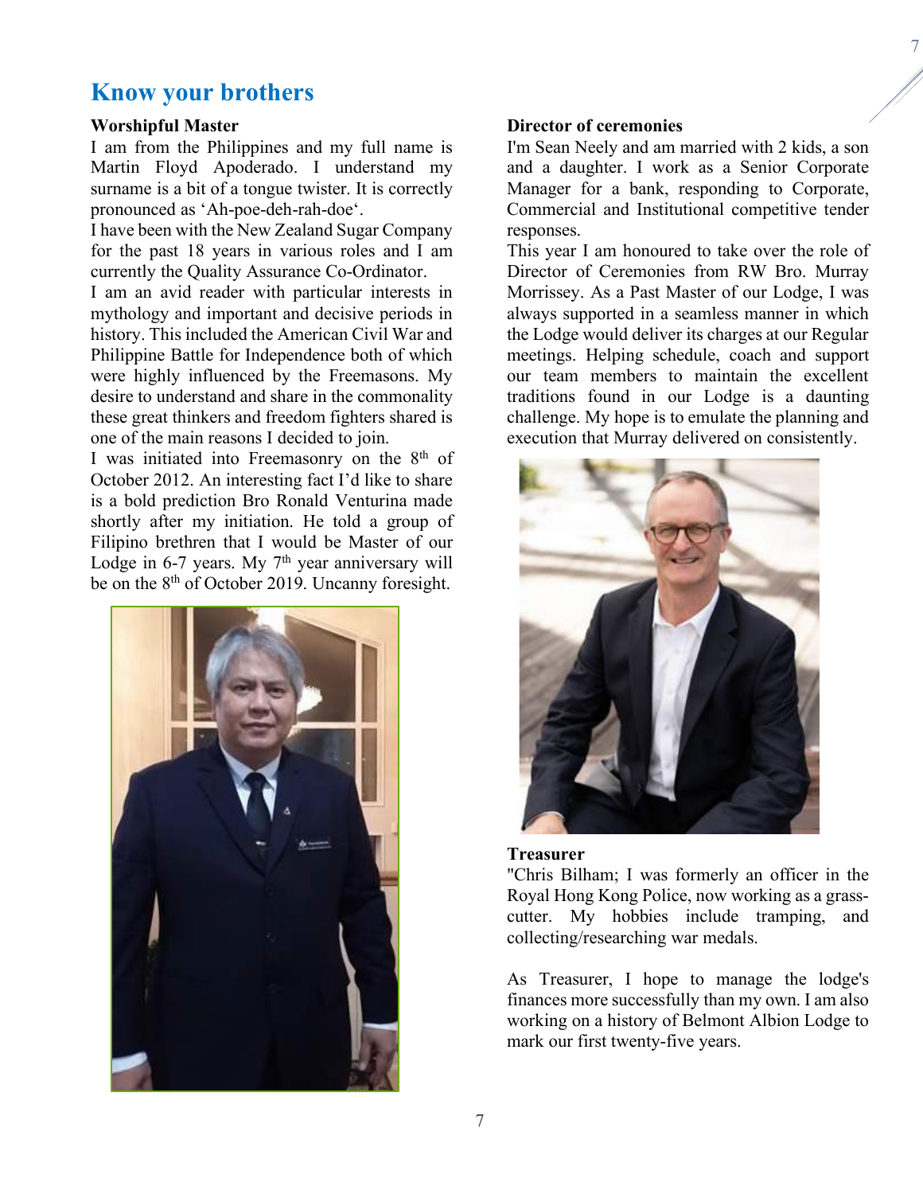# Know your brothers

**Worshipful Master**

I am from the Philippines and my full name is Martin Floyd Apoderado. I understand my surname is a bit of a tongue twister. It is correctly pronounced as 'Ah-poe-deh-rah-doe'.

I have been with the New Zealand Sugar Company for the past 18 years in various roles and I am currently the Quality Assurance Co-Ordinator.

I am an avid reader with particular interests in mythology and important and decisive periods in history. This included the American Civil War and Philippine Battle for Independence both of which were highly influenced by the Freemasons. My desire to understand and share in the commonality these great thinkers and freedom fighters shared is one of the main reasons I decided to join.

I was initiated into Freemasonry on the 8th of October 2012. An interesting fact I'd like to share is a bold prediction Bro Ronald Venturina made shortly after my initiation. He told a group of Filipino brethren that I would be Master of our Lodge in 6-7 years. My 7th year anniversary will be on the 8th of October 2019. Uncanny foresight.

**Director of ceremonies**

I'm Sean Neely and am married with 2 kids, a son and a daughter. I work as a Senior Corporate Manager for a bank, responding to Corporate, Commercial and Institutional competitive tender responses.

This year I am honoured to take over the role of Director of Ceremonies from RW Bro. Murray Morrissey. As a Past Master of our Lodge, I was always supported in a seamless manner in which the Lodge would deliver its charges at our Regular meetings. Helping schedule, coach and support our team members to maintain the excellent traditions found in our Lodge is a daunting challenge. My hope is to emulate the planning and execution that Murray delivered on consistently.

**Treasurer**

"Chris Bilham; I was formerly an officer in the Royal Hong Kong Police, now working as a grass-cutter. My hobbies include tramping, and collecting/researching war medals.

As Treasurer, I hope to manage the lodge's finances more successfully than my own. I am also working on a history of Belmont Albion Lodge to mark our first twenty-five years.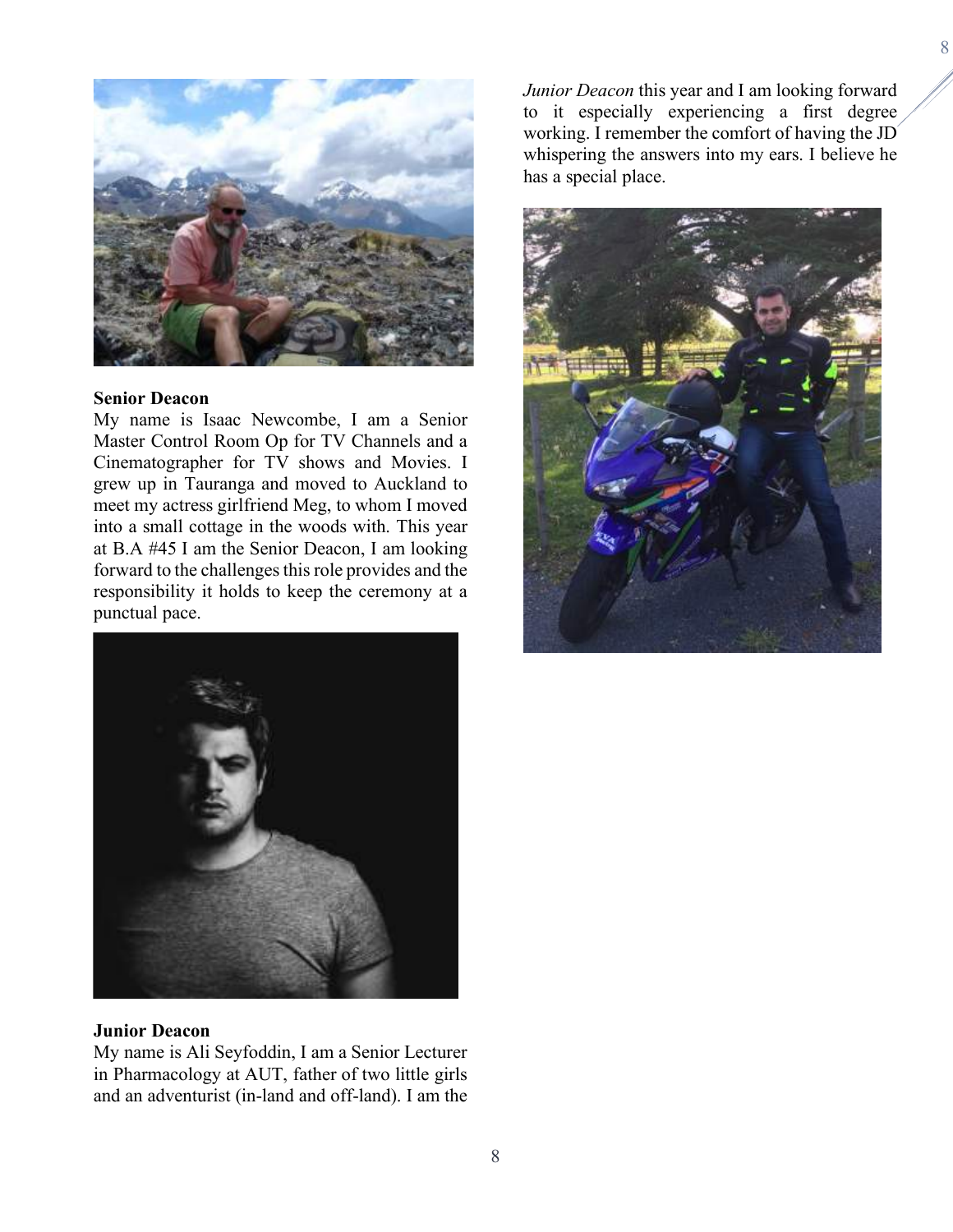**Senior Deacon**

My name is Isaac Newcombe, I am a Senior Master Control Room Op for TV Channels and a Cinematographer for TV shows and Movies. I grew up in Tauranga and moved to Auckland to meet my actress girlfriend Meg, to whom I moved into a small cottage in the woods with. This year at B.A #45 I am the Senior Deacon, I am looking forward to the challenges this role provides and the responsibility it holds to keep the ceremony at a punctual pace.

**Junior Deacon**

My name is Ali Seyfoddin, I am a Senior Lecturer in Pharmacology at AUT, father of two little girls and an adventurist (in-land and off-land). I am the *Junior Deacon* this year and I am looking forward to it especially experiencing a first degree working. I remember the comfort of having the JD whispering the answers into my ears. I believe he has a special place.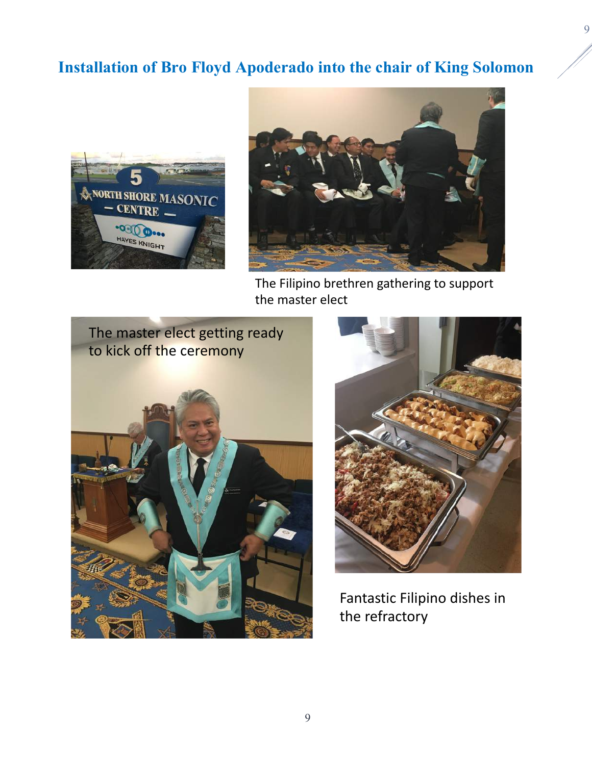## Installation of Bro Floyd Apoderado into the chair of King Solomon

The Filipino brethren gathering to support the master elect

The master elect getting ready to kick off the ceremony

Fantastic Filipino dishes in the refractory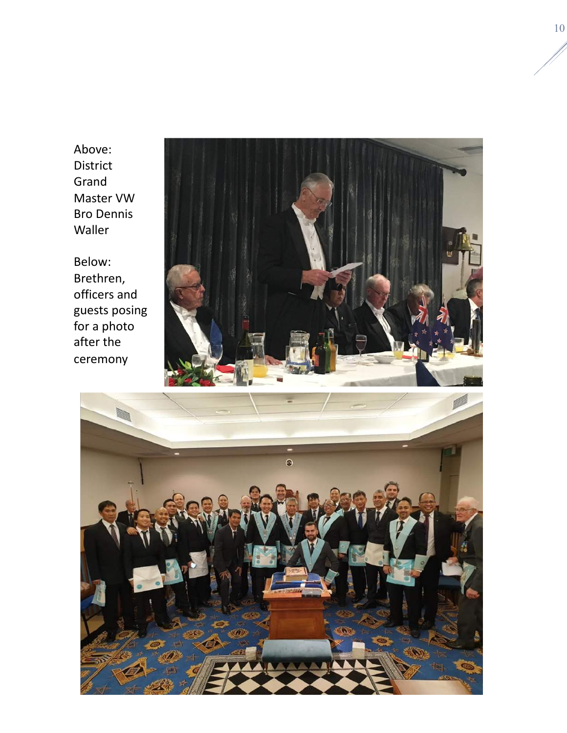Above: District Grand Master VW Bro Dennis Waller

Below: Brethren, officers and guests posing for a photo after the ceremony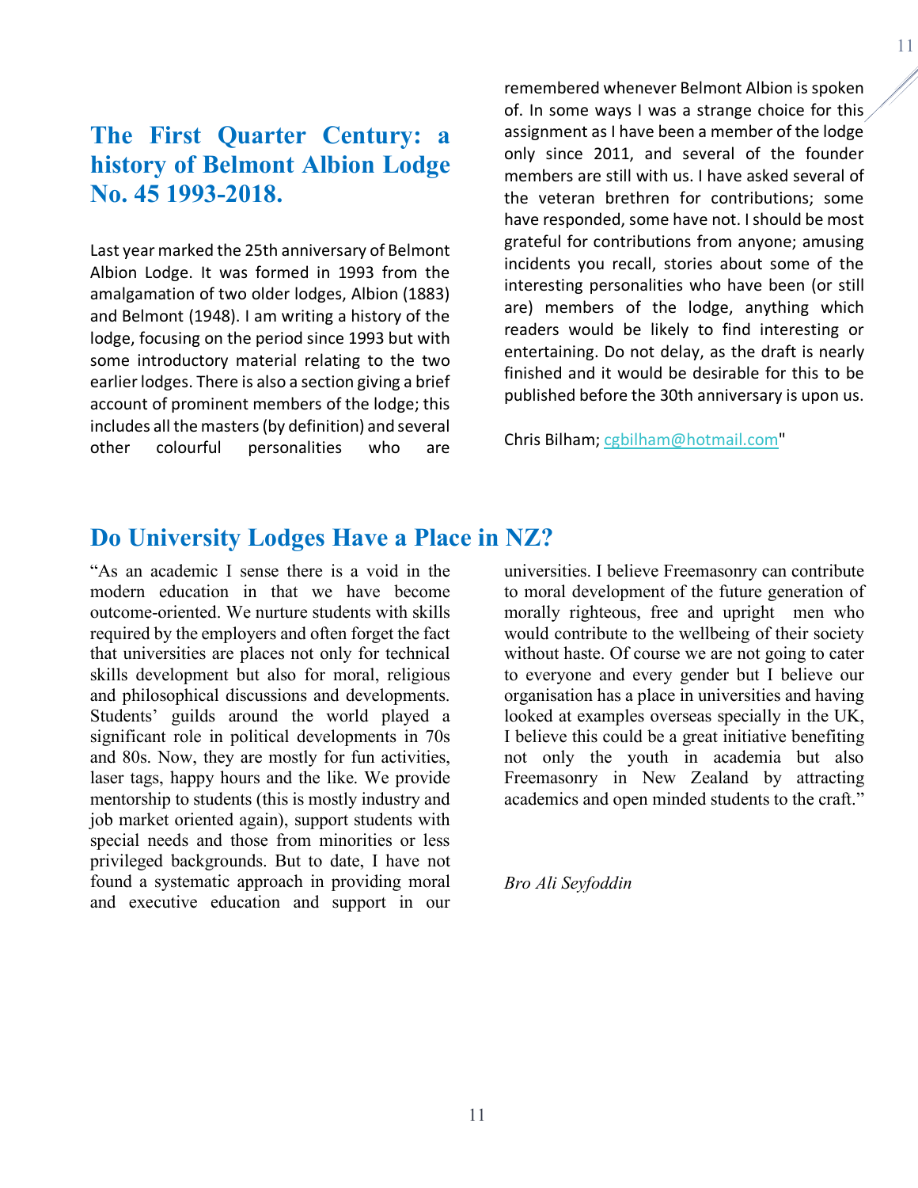## The First Quarter Century: a history of Belmont Albion Lodge No. 45 1993-2018.

Last year marked the 25th anniversary of Belmont Albion Lodge. It was formed in 1993 from the amalgamation of two older lodges, Albion (1883) and Belmont (1948). I am writing a history of the lodge, focusing on the period since 1993 but with some introductory material relating to the two earlier lodges. There is also a section giving a brief account of prominent members of the lodge; this includes all the masters (by definition) and several other colourful personalities who are remembered whenever Belmont Albion is spoken of. In some ways I was a strange choice for this assignment as I have been a member of the lodge only since 2011, and several of the founder members are still with us. I have asked several of the veteran brethren for contributions; some have responded, some have not. I should be most grateful for contributions from anyone; amusing incidents you recall, stories about some of the interesting personalities who have been (or still are) members of the lodge, anything which readers would be likely to find interesting or entertaining. Do not delay, as the draft is nearly finished and it would be desirable for this to be published before the 30th anniversary is upon us.

Chris Bilham; cgbilham@hotmail.com"

## Do University Lodges Have a Place in NZ?

"As an academic I sense there is a void in the modern education in that we have become outcome-oriented. We nurture students with skills required by the employers and often forget the fact that universities are places not only for technical skills development but also for moral, religious and philosophical discussions and developments. Students' guilds around the world played a significant role in political developments in 70s and 80s. Now, they are mostly for fun activities, laser tags, happy hours and the like. We provide mentorship to students (this is mostly industry and job market oriented again), support students with special needs and those from minorities or less privileged backgrounds. But to date, I have not found a systematic approach in providing moral and executive education and support in our universities. I believe Freemasonry can contribute to moral development of the future generation of morally righteous, free and upright men who would contribute to the wellbeing of their society without haste. Of course we are not going to cater to everyone and every gender but I believe our organisation has a place in universities and having looked at examples overseas specially in the UK, I believe this could be a great initiative benefiting not only the youth in academia but also Freemasonry in New Zealand by attracting academics and open minded students to the craft."

*Bro Ali Seyfoddin*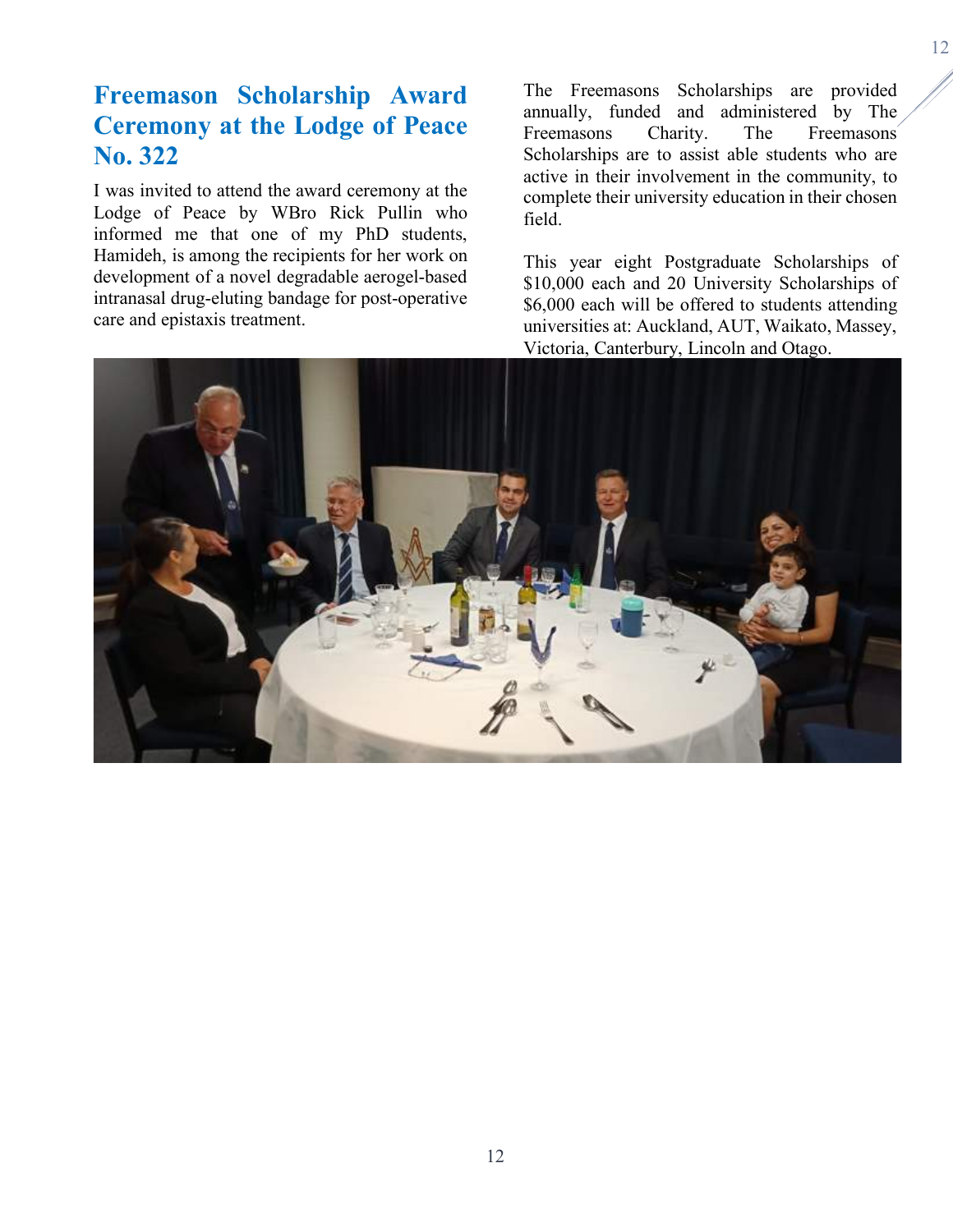# Freemason Scholarship Award Ceremony at the Lodge of Peace No. 322

I was invited to attend the award ceremony at the Lodge of Peace by WBro Rick Pullin who informed me that one of my PhD students, Hamideh, is among the recipients for her work on development of a novel degradable aerogel-based intranasal drug-eluting bandage for post-operative care and epistaxis treatment.

The Freemasons Scholarships are provided annually, funded and administered by The Freemasons Charity. The Freemasons Scholarships are to assist able students who are active in their involvement in the community, to complete their university education in their chosen field.

This year eight Postgraduate Scholarships of $10,000 each and 20 University Scholarships of $6,000 each will be offered to students attending universities at: Auckland, AUT, Waikato, Massey, Victoria, Canterbury, Lincoln and Otago.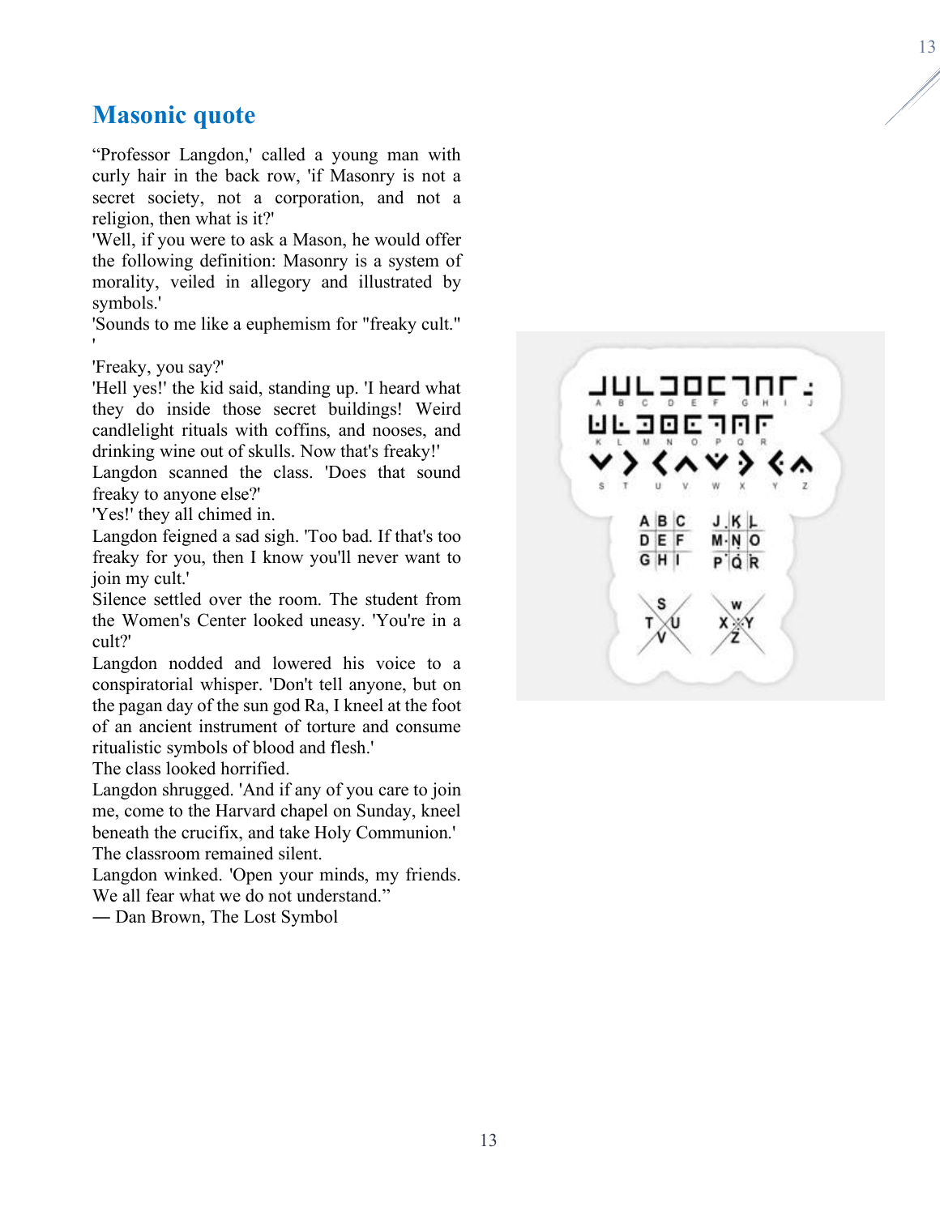## Masonic quote

"Professor Langdon,' called a young man with curly hair in the back row, 'if Masonry is not a secret society, not a corporation, and not a religion, then what is it?'
'Well, if you were to ask a Mason, he would offer the following definition: Masonry is a system of morality, veiled in allegory and illustrated by symbols.'
'Sounds to me like a euphemism for "freaky cult."
'
'Freaky, you say?'
'Hell yes!' the kid said, standing up. 'I heard what they do inside those secret buildings! Weird candlelight rituals with coffins, and nooses, and drinking wine out of skulls. Now that's freaky!'
Langdon scanned the class. 'Does that sound freaky to anyone else?'
'Yes!' they all chimed in.
Langdon feigned a sad sigh. 'Too bad. If that's too freaky for you, then I know you'll never want to join my cult.'
Silence settled over the room. The student from the Women's Center looked uneasy. 'You're in a cult?'
Langdon nodded and lowered his voice to a conspiratorial whisper. 'Don't tell anyone, but on the pagan day of the sun god Ra, I kneel at the foot of an ancient instrument of torture and consume ritualistic symbols of blood and flesh.'
The class looked horrified.
Langdon shrugged. 'And if any of you care to join me, come to the Harvard chapel on Sunday, kneel beneath the crucifix, and take Holy Communion.'
The classroom remained silent.
Langdon winked. 'Open your minds, my friends. We all fear what we do not understand."
― Dan Brown, The Lost Symbol